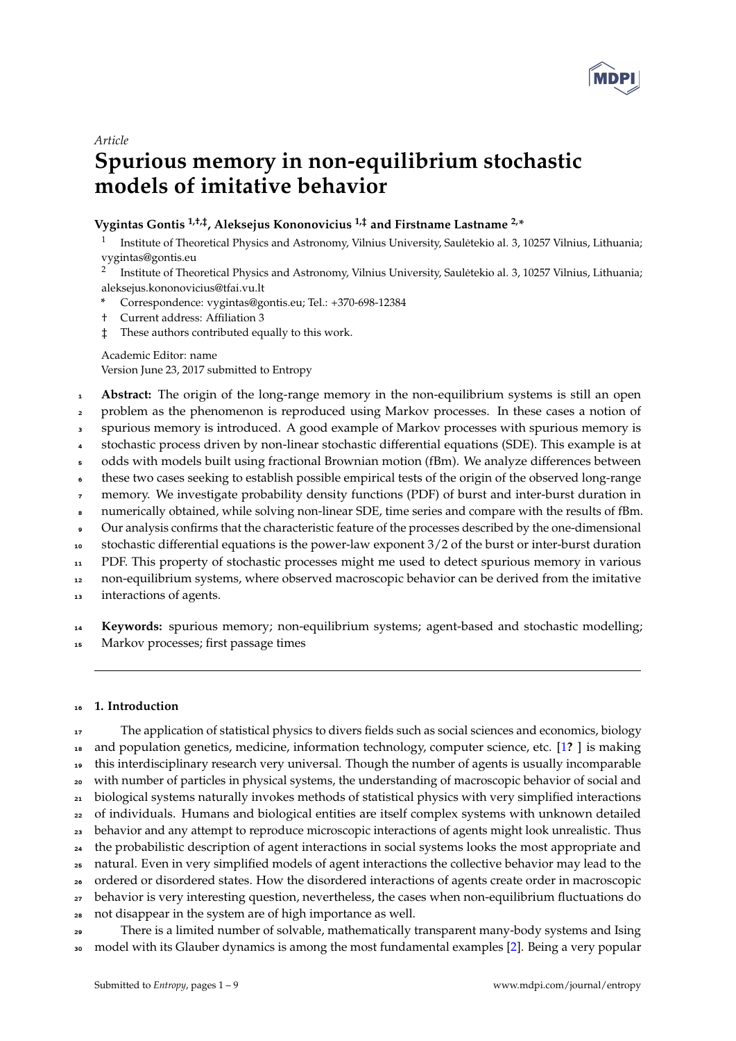*Article*

# Spurious memory in non-equilibrium stochastic models of imitative behavior

**Vygintas Gontis [1,†,‡], Aleksejus Kononovicius [1,‡] and Firstname Lastname [2,*]**

[1] Institute of Theoretical Physics and Astronomy, Vilnius University, Saulėtekio al. 3, 10257 Vilnius, Lithuania; vygintas@gontis.eu

[2] Institute of Theoretical Physics and Astronomy, Vilnius University, Saulėtekio al. 3, 10257 Vilnius, Lithuania; aleksejus.kononovicius@tfai.vu.lt

\* Correspondence: vygintas@gontis.eu; Tel.: +370-698-12384

† Current address: Affiliation 3

‡ These authors contributed equally to this work.

Academic Editor: name

Version June 23, 2017 submitted to Entropy

**Abstract:** The origin of the long-range memory in the non-equilibrium systems is still an open problem as the phenomenon is reproduced using Markov processes. In these cases a notion of spurious memory is introduced. A good example of Markov processes with spurious memory is stochastic process driven by non-linear stochastic differential equations (SDE). This example is at odds with models built using fractional Brownian motion (fBm). We analyze differences between these two cases seeking to establish possible empirical tests of the origin of the observed long-range memory. We investigate probability density functions (PDF) of burst and inter-burst duration in numerically obtained, while solving non-linear SDE, time series and compare with the results of fBm. Our analysis confirms that the characteristic feature of the processes described by the one-dimensional stochastic differential equations is the power-law exponent 3/2 of the burst or inter-burst duration PDF. This property of stochastic processes might me used to detect spurious memory in various non-equilibrium systems, where observed macroscopic behavior can be derived from the imitative interactions of agents.

**Keywords:** spurious memory; non-equilibrium systems; agent-based and stochastic modelling; Markov processes; first passage times

## 1. Introduction

The application of statistical physics to divers fields such as social sciences and economics, biology and population genetics, medicine, information technology, computer science, etc. [1? ] is making this interdisciplinary research very universal. Though the number of agents is usually incomparable with number of particles in physical systems, the understanding of macroscopic behavior of social and biological systems naturally invokes methods of statistical physics with very simplified interactions of individuals. Humans and biological entities are itself complex systems with unknown detailed behavior and any attempt to reproduce microscopic interactions of agents might look unrealistic. Thus the probabilistic description of agent interactions in social systems looks the most appropriate and natural. Even in very simplified models of agent interactions the collective behavior may lead to the ordered or disordered states. How the disordered interactions of agents create order in macroscopic behavior is very interesting question, nevertheless, the cases when non-equilibrium fluctuations do not disappear in the system are of high importance as well.

There is a limited number of solvable, mathematically transparent many-body systems and Ising model with its Glauber dynamics is among the most fundamental examples [2]. Being a very popular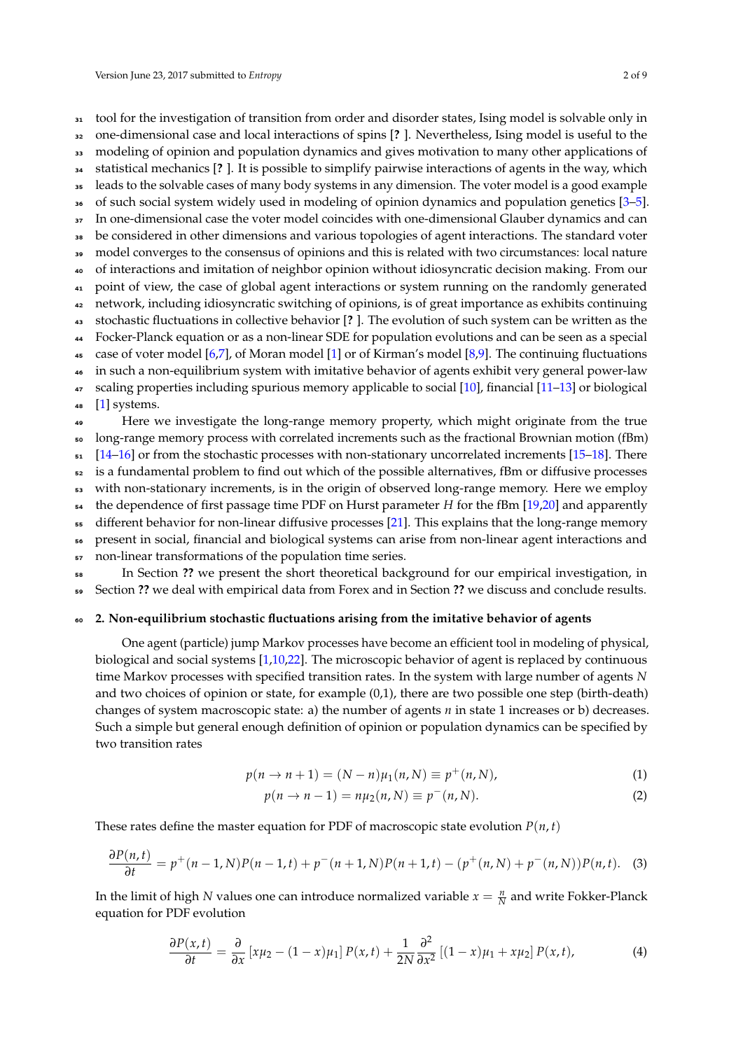tool for the investigation of transition from order and disorder states, Ising model is solvable only in one-dimensional case and local interactions of spins [? ]. Nevertheless, Ising model is useful to the modeling of opinion and population dynamics and gives motivation to many other applications of statistical mechanics [? ]. It is possible to simplify pairwise interactions of agents in the way, which leads to the solvable cases of many body systems in any dimension. The voter model is a good example of such social system widely used in modeling of opinion dynamics and population genetics [3–5]. In one-dimensional case the voter model coincides with one-dimensional Glauber dynamics and can be considered in other dimensions and various topologies of agent interactions. The standard voter model converges to the consensus of opinions and this is related with two circumstances: local nature of interactions and imitation of neighbor opinion without idiosyncratic decision making. From our point of view, the case of global agent interactions or system running on the randomly generated network, including idiosyncratic switching of opinions, is of great importance as exhibits continuing stochastic fluctuations in collective behavior [? ]. The evolution of such system can be written as the Focker-Planck equation or as a non-linear SDE for population evolutions and can be seen as a special case of voter model [6,7], of Moran model [1] or of Kirman's model [8,9]. The continuing fluctuations in such a non-equilibrium system with imitative behavior of agents exhibit very general power-law scaling properties including spurious memory applicable to social [10], financial [11–13] or biological [1] systems.

Here we investigate the long-range memory property, which might originate from the true long-range memory process with correlated increments such as the fractional Brownian motion (fBm) [14–16] or from the stochastic processes with non-stationary uncorrelated increments [15–18]. There is a fundamental problem to find out which of the possible alternatives, fBm or diffusive processes with non-stationary increments, is in the origin of observed long-range memory. Here we employ the dependence of first passage time PDF on Hurst parameter $H$ for the fBm [19,20] and apparently different behavior for non-linear diffusive processes [21]. This explains that the long-range memory present in social, financial and biological systems can arise from non-linear agent interactions and non-linear transformations of the population time series.

In Section **??** we present the short theoretical background for our empirical investigation, in Section **??** we deal with empirical data from Forex and in Section **??** we discuss and conclude results.

## 2. Non-equilibrium stochastic fluctuations arising from the imitative behavior of agents

One agent (particle) jump Markov processes have become an efficient tool in modeling of physical, biological and social systems [1,10,22]. The microscopic behavior of agent is replaced by continuous time Markov processes with specified transition rates. In the system with large number of agents $N$ and two choices of opinion or state, for example (0,1), there are two possible one step (birth-death) changes of system macroscopic state: a) the number of agents $n$ in state 1 increases or b) decreases. Such a simple but general enough definition of opinion or population dynamics can be specified by two transition rates

$$p(n \to n+1) = (N-n)\mu_1(n,N) \equiv p^+(n,N), \tag{1}$$

$$p(n \to n-1) = n\mu_2(n,N) \equiv p^-(n,N). \tag{2}$$

These rates define the master equation for PDF of macroscopic state evolution $P(n,t)$

$$\frac{\partial P(n,t)}{\partial t} = p^+(n-1,N)P(n-1,t) + p^-(n+1,N)P(n+1,t) - (p^+(n,N) + p^-(n,N))P(n,t). \tag{3}$$

In the limit of high $N$ values one can introduce normalized variable $x = \frac{n}{N}$ and write Fokker-Planck equation for PDF evolution

$$\frac{\partial P(x,t)}{\partial t} = \frac{\partial}{\partial x}\left[x\mu_2 - (1-x)\mu_1\right]P(x,t) + \frac{1}{2N}\frac{\partial^2}{\partial x^2}\left[(1-x)\mu_1 + x\mu_2\right]P(x,t), \tag{4}$$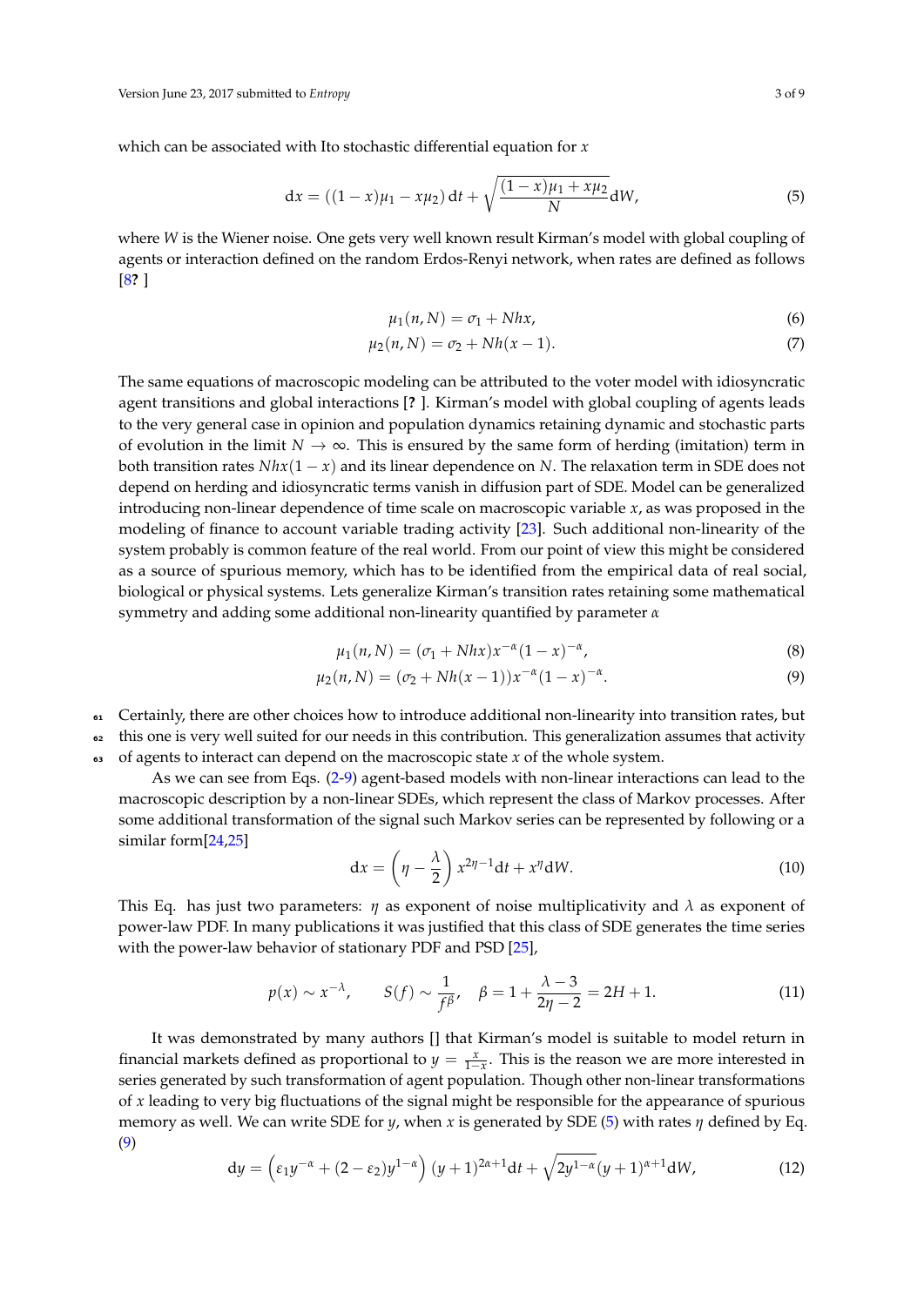which can be associated with Ito stochastic differential equation for $x$

$$\mathrm{d}x = ((1-x)\mu_1 - x\mu_2)\,\mathrm{d}t + \sqrt{\frac{(1-x)\mu_1 + x\mu_2}{N}}\mathrm{d}W, \tag{5}$$

where $W$ is the Wiener noise. One gets very well known result Kirman's model with global coupling of agents or interaction defined on the random Erdos-Renyi network, when rates are defined as follows [8? ]

$$\mu_1(n, N) = \sigma_1 + Nhx, \tag{6}$$

$$\mu_2(n, N) = \sigma_2 + Nh(x-1). \tag{7}$$

The same equations of macroscopic modeling can be attributed to the voter model with idiosyncratic agent transitions and global interactions [? ]. Kirman's model with global coupling of agents leads to the very general case in opinion and population dynamics retaining dynamic and stochastic parts of evolution in the limit $N \to \infty$. This is ensured by the same form of herding (imitation) term in both transition rates $Nhx(1-x)$ and its linear dependence on $N$. The relaxation term in SDE does not depend on herding and idiosyncratic terms vanish in diffusion part of SDE. Model can be generalized introducing non-linear dependence of time scale on macroscopic variable $x$, as was proposed in the modeling of finance to account variable trading activity [23]. Such additional non-linearity of the system probably is common feature of the real world. From our point of view this might be considered as a source of spurious memory, which has to be identified from the empirical data of real social, biological or physical systems. Lets generalize Kirman's transition rates retaining some mathematical symmetry and adding some additional non-linearity quantified by parameter $\alpha$

$$\mu_1(n, N) = (\sigma_1 + Nhx)x^{-\alpha}(1-x)^{-\alpha}, \tag{8}$$

$$\mu_2(n, N) = (\sigma_2 + Nh(x-1))x^{-\alpha}(1-x)^{-\alpha}. \tag{9}$$

Certainly, there are other choices how to introduce additional non-linearity into transition rates, but this one is very well suited for our needs in this contribution. This generalization assumes that activity of agents to interact can depend on the macroscopic state $x$ of the whole system.

As we can see from Eqs. (2-9) agent-based models with non-linear interactions can lead to the macroscopic description by a non-linear SDEs, which represent the class of Markov processes. After some additional transformation of the signal such Markov series can be represented by following or a similar form[24,25]

$$\mathrm{d}x = \left(\eta - \frac{\lambda}{2}\right) x^{2\eta-1}\mathrm{d}t + x^{\eta}\mathrm{d}W. \tag{10}$$

This Eq. has just two parameters: $\eta$ as exponent of noise multiplicativity and $\lambda$ as exponent of power-law PDF. In many publications it was justified that this class of SDE generates the time series with the power-law behavior of stationary PDF and PSD [25],

$$p(x) \sim x^{-\lambda}, \qquad S(f) \sim \frac{1}{f^{\beta}}, \quad \beta = 1 + \frac{\lambda - 3}{2\eta - 2} = 2H + 1. \tag{11}$$

It was demonstrated by many authors [] that Kirman's model is suitable to model return in financial markets defined as proportional to $y = \frac{x}{1-x}$. This is the reason we are more interested in series generated by such transformation of agent population. Though other non-linear transformations of $x$ leading to very big fluctuations of the signal might be responsible for the appearance of spurious memory as well. We can write SDE for $y$, when $x$ is generated by SDE (5) with rates $\eta$ defined by Eq. (9)

$$\mathrm{d}y = \left(\varepsilon_1 y^{-\alpha} + (2-\varepsilon_2)y^{1-\alpha}\right)(y+1)^{2\alpha+1}\mathrm{d}t + \sqrt{2y^{1-\alpha}}(y+1)^{\alpha+1}\mathrm{d}W, \tag{12}$$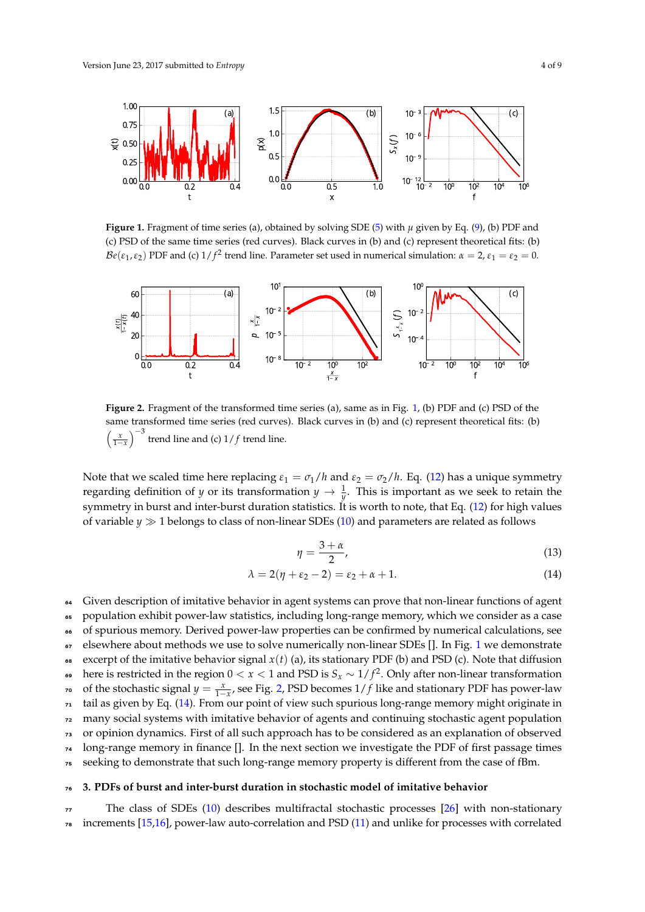**Figure 1.** Fragment of time series (a), obtained by solving SDE (5) with $\mu$ given by Eq. (9), (b) PDF and (c) PSD of the same time series (red curves). Black curves in (b) and (c) represent theoretical fits: (b) $\mathcal{B}e(\varepsilon_1, \varepsilon_2)$ PDF and (c) $1/f^2$ trend line. Parameter set used in numerical simulation: $\alpha = 2$, $\varepsilon_1 = \varepsilon_2 = 0$.

**Figure 2.** Fragment of the transformed time series (a), same as in Fig. 1, (b) PDF and (c) PSD of the same transformed time series (red curves). Black curves in (b) and (c) represent theoretical fits: (b) $\left(\frac{x}{1-x}\right)^{-3}$ trend line and (c) $1/f$ trend line.

Note that we scaled time here replacing $\varepsilon_1 = \sigma_1/h$ and $\varepsilon_2 = \sigma_2/h$. Eq. (12) has a unique symmetry regarding definition of $y$ or its transformation $y \to \frac{1}{y}$. This is important as we seek to retain the symmetry in burst and inter-burst duration statistics. It is worth to note, that Eq. (12) for high values of variable $y \gg 1$ belongs to class of non-linear SDEs (10) and parameters are related as follows

$$\eta = \frac{3+\alpha}{2}, \tag{13}$$

$$\lambda = 2(\eta + \varepsilon_2 - 2) = \varepsilon_2 + \alpha + 1. \tag{14}$$

Given description of imitative behavior in agent systems can prove that non-linear functions of agent population exhibit power-law statistics, including long-range memory, which we consider as a case of spurious memory. Derived power-law properties can be confirmed by numerical calculations, see elsewhere about methods we use to solve numerically non-linear SDEs []. In Fig. 1 we demonstrate excerpt of the imitative behavior signal $x(t)$ (a), its stationary PDF (b) and PSD (c). Note that diffusion here is restricted in the region $0 < x < 1$ and PSD is $S_x \sim 1/f^2$. Only after non-linear transformation of the stochastic signal $y = \frac{x}{1-x}$, see Fig. 2, PSD becomes $1/f$ like and stationary PDF has power-law tail as given by Eq. (14). From our point of view such spurious long-range memory might originate in many social systems with imitative behavior of agents and continuing stochastic agent population or opinion dynamics. First of all such approach has to be considered as an explanation of observed long-range memory in finance []. In the next section we investigate the PDF of first passage times seeking to demonstrate that such long-range memory property is different from the case of fBm.

## 3. PDFs of burst and inter-burst duration in stochastic model of imitative behavior

The class of SDEs (10) describes multifractal stochastic processes [26] with non-stationary increments [15,16], power-law auto-correlation and PSD (11) and unlike for processes with correlated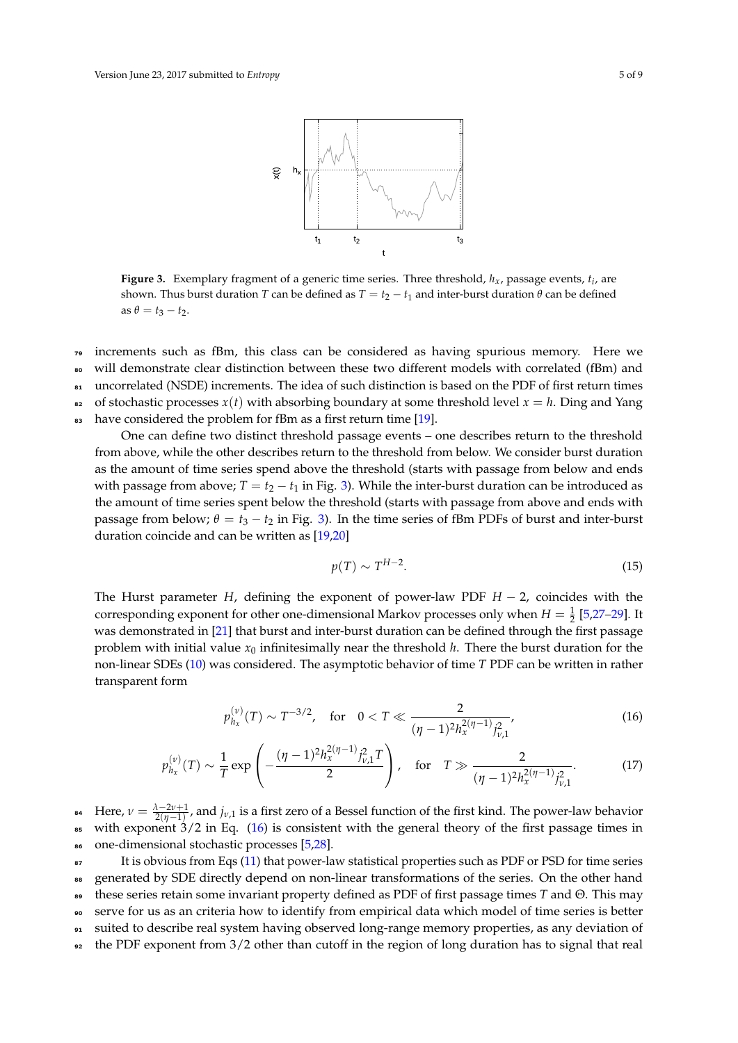**Figure 3.** Exemplary fragment of a generic time series. Three threshold, $h_x$, passage events, $t_i$, are shown. Thus burst duration $T$ can be defined as $T = t_2 - t_1$ and inter-burst duration $\theta$ can be defined as $\theta = t_3 - t_2$.

increments such as fBm, this class can be considered as having spurious memory. Here we will demonstrate clear distinction between these two different models with correlated (fBm) and uncorrelated (NSDE) increments. The idea of such distinction is based on the PDF of first return times of stochastic processes $x(t)$ with absorbing boundary at some threshold level $x = h$. Ding and Yang have considered the problem for fBm as a first return time [19].

One can define two distinct threshold passage events – one describes return to the threshold from above, while the other describes return to the threshold from below. We consider burst duration as the amount of time series spend above the threshold (starts with passage from below and ends with passage from above; $T = t_2 - t_1$ in Fig. 3). While the inter-burst duration can be introduced as the amount of time series spent below the threshold (starts with passage from above and ends with passage from below; $\theta = t_3 - t_2$ in Fig. 3). In the time series of fBm PDFs of burst and inter-burst duration coincide and can be written as [19,20]

$$p(T) \sim T^{H-2}. \tag{15}$$

The Hurst parameter $H$, defining the exponent of power-law PDF $H - 2$, coincides with the corresponding exponent for other one-dimensional Markov processes only when $H = \frac{1}{2}$ [5,27–29]. It was demonstrated in [21] that burst and inter-burst duration can be defined through the first passage problem with initial value $x_0$ infinitesimally near the threshold $h$. There the burst duration for the non-linear SDEs (10) was considered. The asymptotic behavior of time $T$ PDF can be written in rather transparent form

$$p_{h_x}^{(\nu)}(T) \sim T^{-3/2}, \quad \text{for} \quad 0 < T \ll \frac{2}{(\eta-1)^2 h_x^{2(\eta-1)} j_{\nu,1}^2}, \tag{16}$$

$$p_{h_x}^{(\nu)}(T) \sim \frac{1}{T} \exp\left( -\frac{(\eta-1)^2 h_x^{2(\eta-1)} j_{\nu,1}^2 T}{2} \right), \quad \text{for} \quad T \gg \frac{2}{(\eta-1)^2 h_x^{2(\eta-1)} j_{\nu,1}^2}. \tag{17}$$

Here, $\nu = \frac{\lambda - 2\nu + 1}{2(\eta - 1)}$, and $j_{\nu,1}$ is a first zero of a Bessel function of the first kind. The power-law behavior with exponent $3/2$ in Eq. (16) is consistent with the general theory of the first passage times in one-dimensional stochastic processes [5,28].

It is obvious from Eqs (11) that power-law statistical properties such as PDF or PSD for time series generated by SDE directly depend on non-linear transformations of the series. On the other hand these series retain some invariant property defined as PDF of first passage times $T$ and $\Theta$. This may serve for us as an criteria how to identify from empirical data which model of time series is better suited to describe real system having observed long-range memory properties, as any deviation of the PDF exponent from $3/2$ other than cutoff in the region of long duration has to signal that real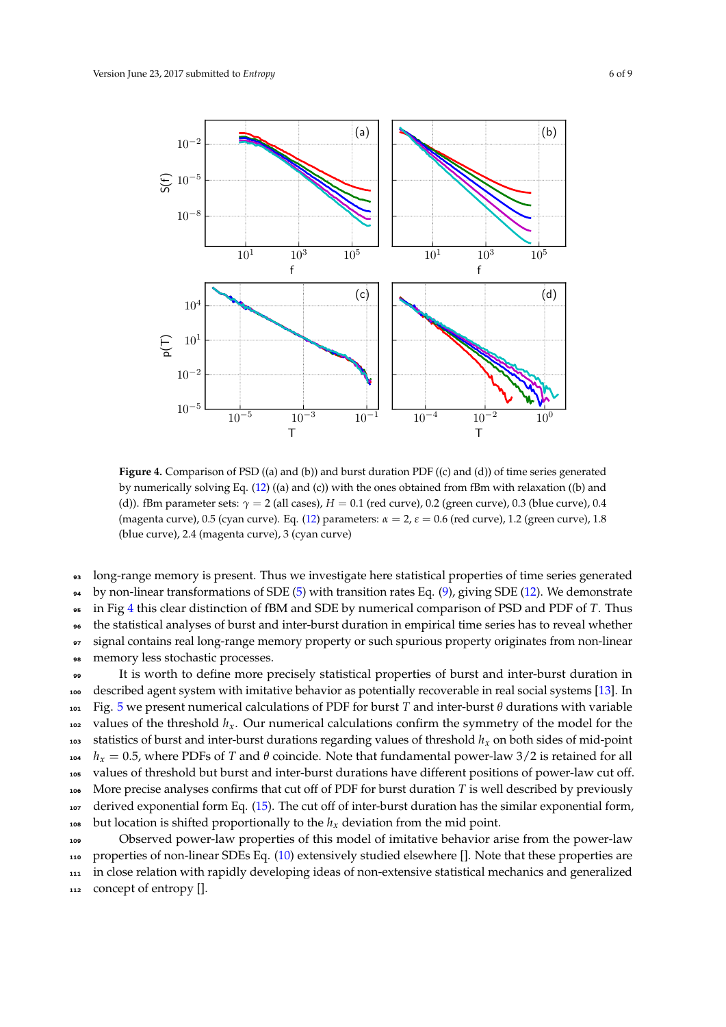**Figure 4.** Comparison of PSD ((a) and (b)) and burst duration PDF ((c) and (d)) of time series generated by numerically solving Eq. (12) ((a) and (c)) with the ones obtained from fBm with relaxation ((b) and (d)). fBm parameter sets: $\gamma = 2$ (all cases), $H = 0.1$ (red curve), 0.2 (green curve), 0.3 (blue curve), 0.4 (magenta curve), 0.5 (cyan curve). Eq. (12) parameters: $\alpha = 2$, $\varepsilon = 0.6$ (red curve), 1.2 (green curve), 1.8 (blue curve), 2.4 (magenta curve), 3 (cyan curve)

long-range memory is present. Thus we investigate here statistical properties of time series generated by non-linear transformations of SDE (5) with transition rates Eq. (9), giving SDE (12). We demonstrate in Fig 4 this clear distinction of fBM and SDE by numerical comparison of PSD and PDF of $T$. Thus the statistical analyses of burst and inter-burst duration in empirical time series has to reveal whether signal contains real long-range memory property or such spurious property originates from non-linear memory less stochastic processes.

It is worth to define more precisely statistical properties of burst and inter-burst duration in described agent system with imitative behavior as potentially recoverable in real social systems [13]. In Fig. 5 we present numerical calculations of PDF for burst $T$ and inter-burst $\theta$ durations with variable values of the threshold $h_x$. Our numerical calculations confirm the symmetry of the model for the statistics of burst and inter-burst durations regarding values of threshold $h_x$ on both sides of mid-point $h_x = 0.5$, where PDFs of $T$ and $\theta$ coincide. Note that fundamental power-law $3/2$ is retained for all values of threshold but burst and inter-burst durations have different positions of power-law cut off. More precise analyses confirms that cut off of PDF for burst duration $T$ is well described by previously derived exponential form Eq. (15). The cut off of inter-burst duration has the similar exponential form, but location is shifted proportionally to the $h_x$ deviation from the mid point.

Observed power-law properties of this model of imitative behavior arise from the power-law properties of non-linear SDEs Eq. (10) extensively studied elsewhere []. Note that these properties are in close relation with rapidly developing ideas of non-extensive statistical mechanics and generalized concept of entropy [].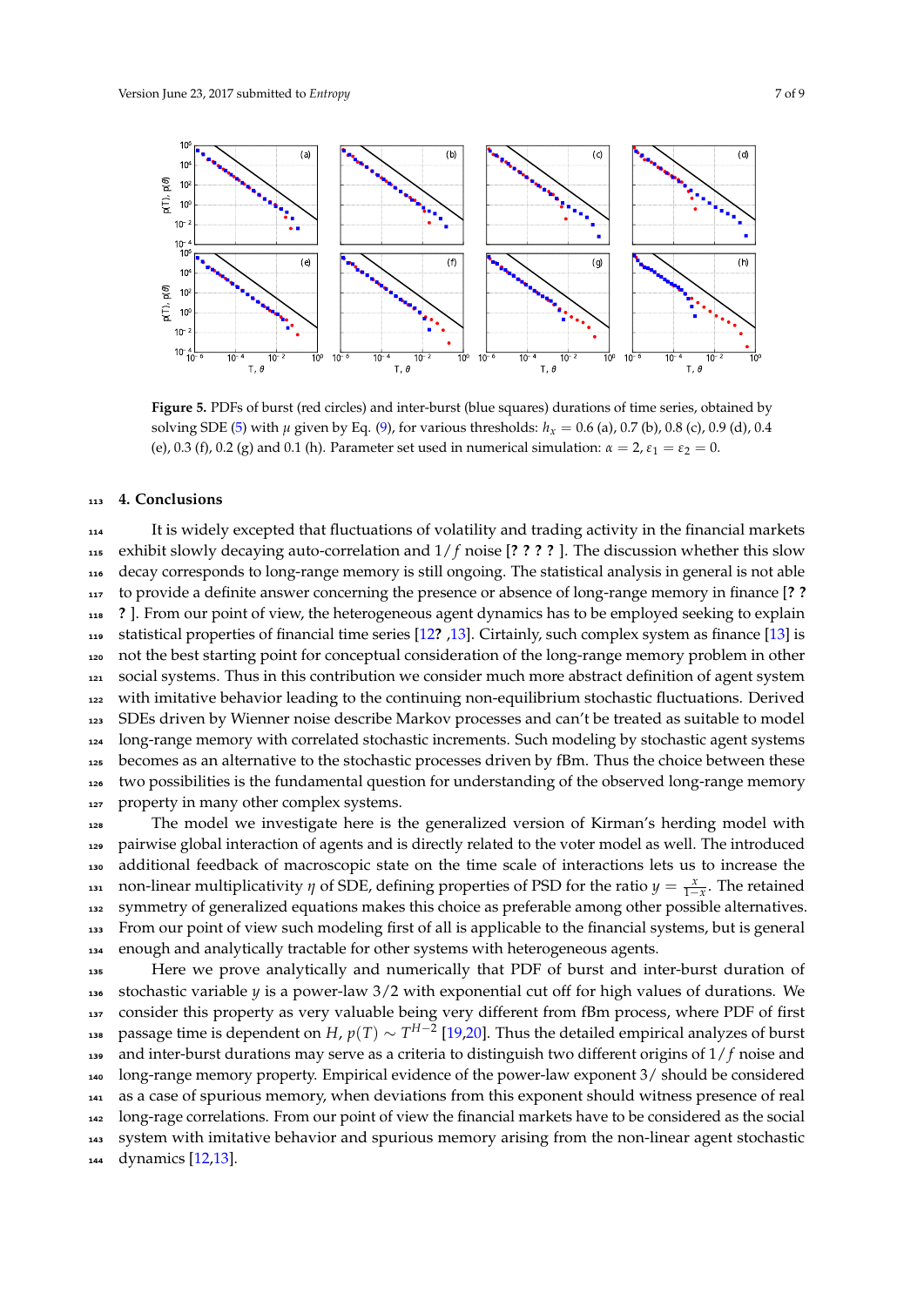**Figure 5.** PDFs of burst (red circles) and inter-burst (blue squares) durations of time series, obtained by solving SDE (5) with $\mu$ given by Eq. (9), for various thresholds: $h_x = 0.6$ (a), 0.7 (b), 0.8 (c), 0.9 (d), 0.4 (e), 0.3 (f), 0.2 (g) and 0.1 (h). Parameter set used in numerical simulation: $\alpha = 2$, $\varepsilon_1 = \varepsilon_2 = 0$.

## 4. Conclusions

It is widely excepted that fluctuations of volatility and trading activity in the financial markets exhibit slowly decaying auto-correlation and $1/f$ noise [? ? ? ? ]. The discussion whether this slow decay corresponds to long-range memory is still ongoing. The statistical analysis in general is not able to provide a definite answer concerning the presence or absence of long-range memory in finance [? ? ? ]. From our point of view, the heterogeneous agent dynamics has to be employed seeking to explain statistical properties of financial time series [12? ,13]. Certainly, such complex system as finance [13] is not the best starting point for conceptual consideration of the long-range memory problem in other social systems. Thus in this contribution we consider much more abstract definition of agent system with imitative behavior leading to the continuing non-equilibrium stochastic fluctuations. Derived SDEs driven by Wienner noise describe Markov processes and can't be treated as suitable to model long-range memory with correlated stochastic increments. Such modeling by stochastic agent systems becomes as an alternative to the stochastic processes driven by fBm. Thus the choice between these two possibilities is the fundamental question for understanding of the observed long-range memory property in many other complex systems.

The model we investigate here is the generalized version of Kirman's herding model with pairwise global interaction of agents and is directly related to the voter model as well. The introduced additional feedback of macroscopic state on the time scale of interactions lets us to increase the non-linear multiplicativity $\eta$ of SDE, defining properties of PSD for the ratio $y = \frac{x}{1-x}$. The retained symmetry of generalized equations makes this choice as preferable among other possible alternatives. From our point of view such modeling first of all is applicable to the financial systems, but is general enough and analytically tractable for other systems with heterogeneous agents.

Here we prove analytically and numerically that PDF of burst and inter-burst duration of stochastic variable $y$ is a power-law 3/2 with exponential cut off for high values of durations. We consider this property as very valuable being very different from fBm process, where PDF of first passage time is dependent on $H$, $p(T) \sim T^{H-2}$ [19,20]. Thus the detailed empirical analyzes of burst and inter-burst durations may serve as a criteria to distinguish two different origins of $1/f$ noise and long-range memory property. Empirical evidence of the power-law exponent 3/ should be considered as a case of spurious memory, when deviations from this exponent should witness presence of real long-rage correlations. From our point of view the financial markets have to be considered as the social system with imitative behavior and spurious memory arising from the non-linear agent stochastic dynamics [12,13].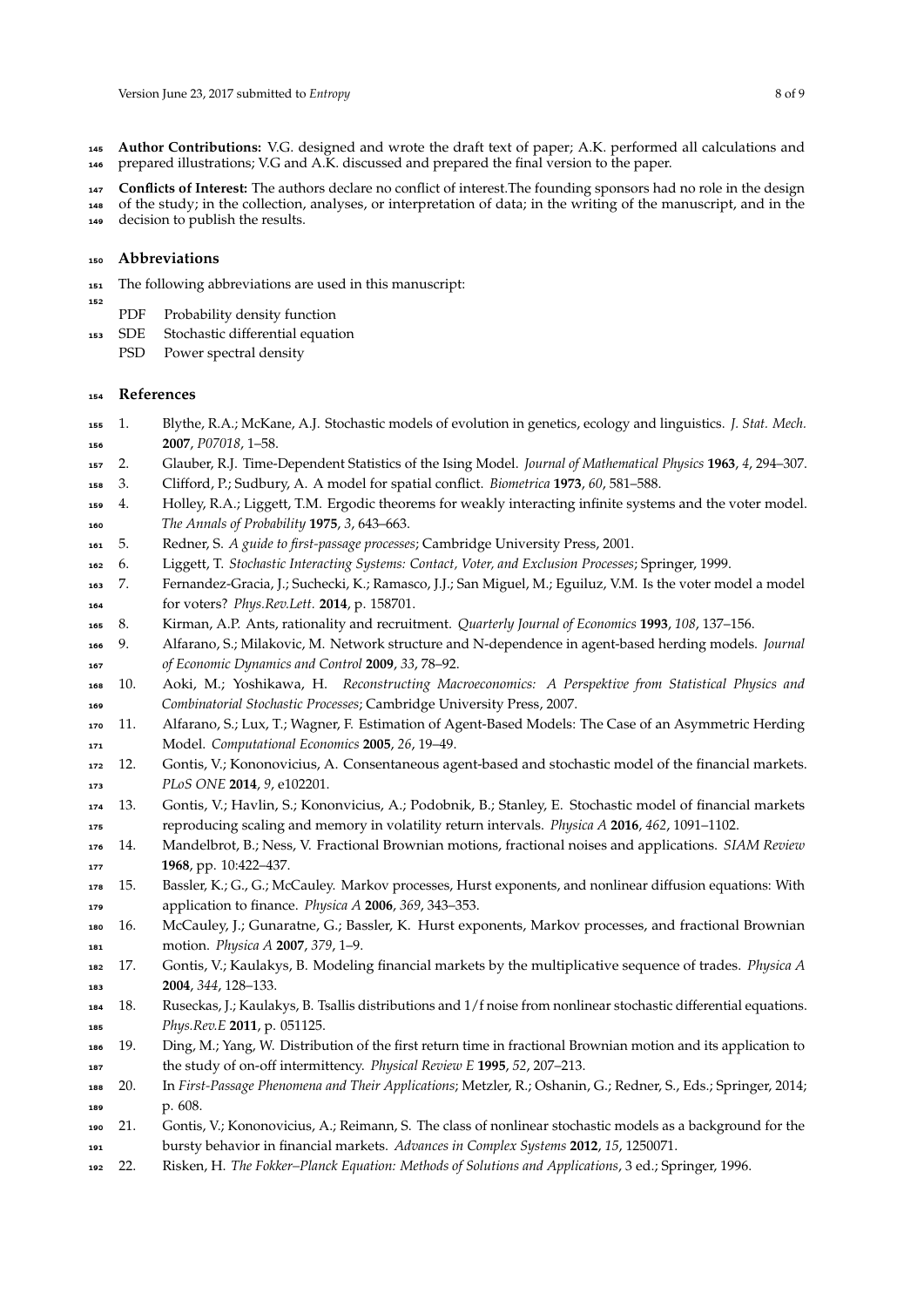**Author Contributions:** V.G. designed and wrote the draft text of paper; A.K. performed all calculations and prepared illustrations; V.G and A.K. discussed and prepared the final version to the paper.

**Conflicts of Interest:** The authors declare no conflict of interest.The founding sponsors had no role in the design of the study; in the collection, analyses, or interpretation of data; in the writing of the manuscript, and in the decision to publish the results.

## Abbreviations

The following abbreviations are used in this manuscript:

| | |
|---|---|
| PDF | Probability density function |
| SDE | Stochastic differential equation |
| PSD | Power spectral density |

## References

1. Blythe, R.A.; McKane, A.J. Stochastic models of evolution in genetics, ecology and linguistics. *J. Stat. Mech.* **2007**, *P07018*, 1–58.
2. Glauber, R.J. Time-Dependent Statistics of the Ising Model. *Journal of Mathematical Physics* **1963**, *4*, 294–307.
3. Clifford, P.; Sudbury, A. A model for spatial conflict. *Biometrica* **1973**, *60*, 581–588.
4. Holley, R.A.; Liggett, T.M. Ergodic theorems for weakly interacting infinite systems and the voter model. *The Annals of Probability* **1975**, *3*, 643–663.
5. Redner, S. *A guide to first-passage processes*; Cambridge University Press, 2001.
6. Liggett, T. *Stochastic Interacting Systems: Contact, Voter, and Exclusion Processes*; Springer, 1999.
7. Fernandez-Gracia, J.; Suchecki, K.; Ramasco, J.J.; San Miguel, M.; Eguiluz, V.M. Is the voter model a model for voters? *Phys.Rev.Lett.* **2014**, p. 158701.
8. Kirman, A.P. Ants, rationality and recruitment. *Quarterly Journal of Economics* **1993**, *108*, 137–156.
9. Alfarano, S.; Milakovic, M. Network structure and N-dependence in agent-based herding models. *Journal of Economic Dynamics and Control* **2009**, *33*, 78–92.
10. Aoki, M.; Yoshikawa, H. *Reconstructing Macroeconomics: A Perspektive from Statistical Physics and Combinatorial Stochastic Processes*; Cambridge University Press, 2007.
11. Alfarano, S.; Lux, T.; Wagner, F. Estimation of Agent-Based Models: The Case of an Asymmetric Herding Model. *Computational Economics* **2005**, *26*, 19–49.
12. Gontis, V.; Kononovicius, A. Consentaneous agent-based and stochastic model of the financial markets. *PLoS ONE* **2014**, *9*, e102201.
13. Gontis, V.; Havlin, S.; Kononvicius, A.; Podobnik, B.; Stanley, E. Stochastic model of financial markets reproducing scaling and memory in volatility return intervals. *Physica A* **2016**, *462*, 1091–1102.
14. Mandelbrot, B.; Ness, V. Fractional Brownian motions, fractional noises and applications. *SIAM Review* **1968**, pp. 10:422–437.
15. Bassler, K.; G., G.; McCauley. Markov processes, Hurst exponents, and nonlinear diffusion equations: With application to finance. *Physica A* **2006**, *369*, 343–353.
16. McCauley, J.; Gunaratne, G.; Bassler, K. Hurst exponents, Markov processes, and fractional Brownian motion. *Physica A* **2007**, *379*, 1–9.
17. Gontis, V.; Kaulakys, B. Modeling financial markets by the multiplicative sequence of trades. *Physica A* **2004**, *344*, 128–133.
18. Ruseckas, J.; Kaulakys, B. Tsallis distributions and $1/f$ noise from nonlinear stochastic differential equations. *Phys.Rev.E* **2011**, p. 051125.
19. Ding, M.; Yang, W. Distribution of the first return time in fractional Brownian motion and its application to the study of on-off intermittency. *Physical Review E* **1995**, *52*, 207–213.
20. In *First-Passage Phenomena and Their Applications*; Metzler, R.; Oshanin, G.; Redner, S., Eds.; Springer, 2014; p. 608.
21. Gontis, V.; Kononovicius, A.; Reimann, S. The class of nonlinear stochastic models as a background for the bursty behavior in financial markets. *Advances in Complex Systems* **2012**, *15*, 1250071.
22. Risken, H. *The Fokker–Planck Equation: Methods of Solutions and Applications*, 3 ed.; Springer, 1996.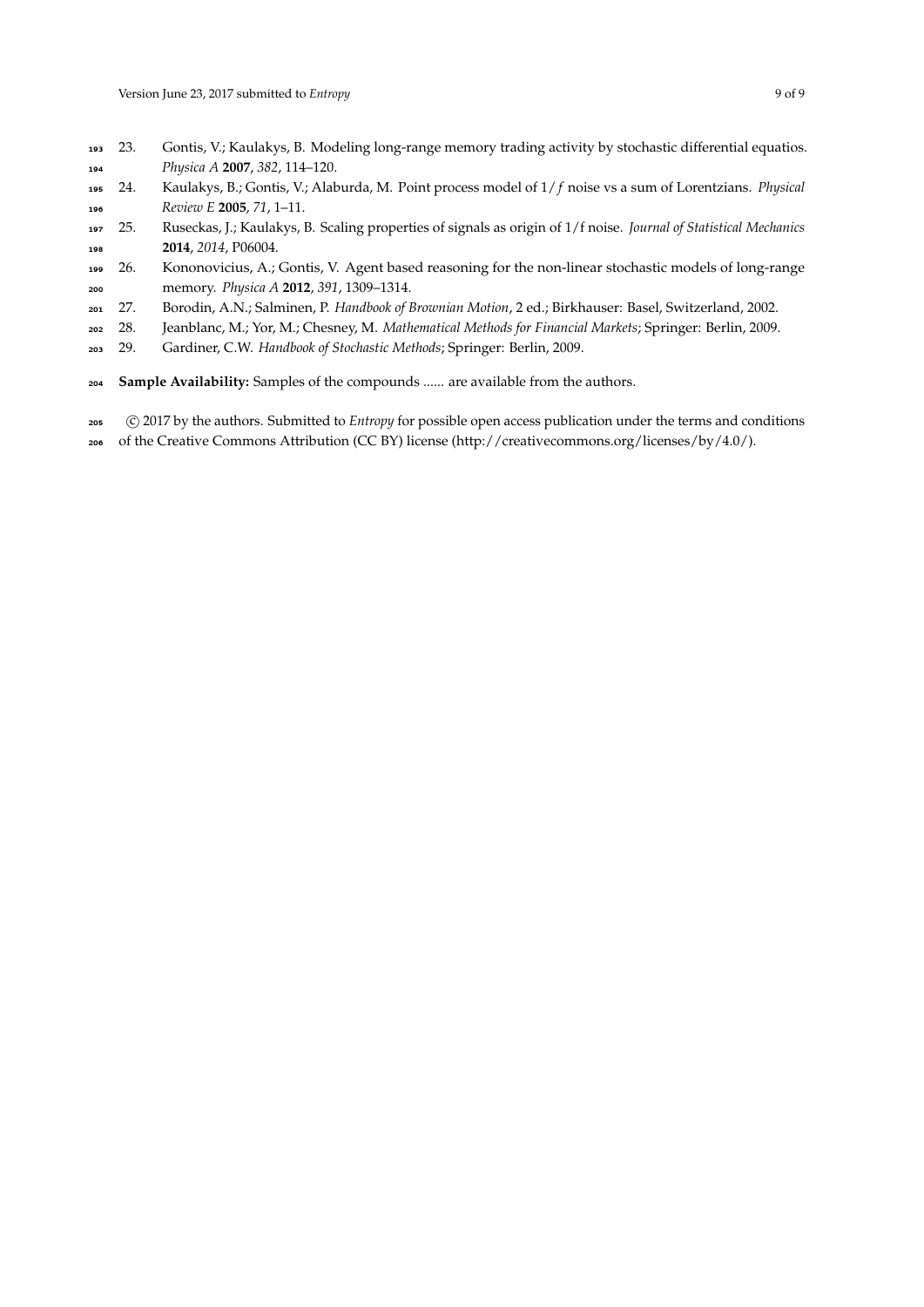23. Gontis, V.; Kaulakys, B. Modeling long-range memory trading activity by stochastic differential equatios. *Physica A* **2007**, *382*, 114–120.
24. Kaulakys, B.; Gontis, V.; Alaburda, M. Point process model of $1/f$ noise vs a sum of Lorentzians. *Physical Review E* **2005**, *71*, 1–11.
25. Ruseckas, J.; Kaulakys, B. Scaling properties of signals as origin of 1/f noise. *Journal of Statistical Mechanics* **2014**, *2014*, P06004.
26. Kononovicius, A.; Gontis, V. Agent based reasoning for the non-linear stochastic models of long-range memory. *Physica A* **2012**, *391*, 1309–1314.
27. Borodin, A.N.; Salminen, P. *Handbook of Brownian Motion*, 2 ed.; Birkhauser: Basel, Switzerland, 2002.
28. Jeanblanc, M.; Yor, M.; Chesney, M. *Mathematical Methods for Financial Markets*; Springer: Berlin, 2009.
29. Gardiner, C.W. *Handbook of Stochastic Methods*; Springer: Berlin, 2009.

**Sample Availability:** Samples of the compounds ...... are available from the authors.

© 2017 by the authors. Submitted to *Entropy* for possible open access publication under the terms and conditions of the Creative Commons Attribution (CC BY) license (http://creativecommons.org/licenses/by/4.0/).